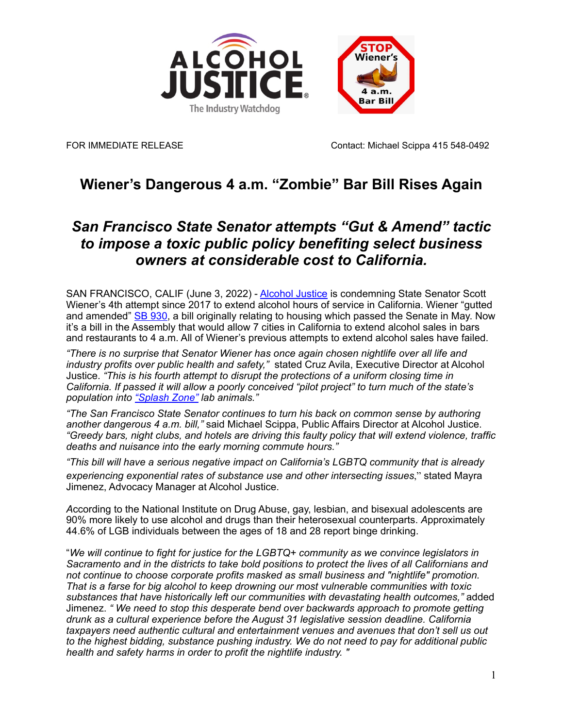FOR IMMEDIATE RELEASE Contact: Michael Scippa 415 548-0492

# Wiener's Dangerous 4 a.m. "Zombie" Bar Bill Rises Again

## *San Francisco State Senator attempts "Gut & Amend" tactic to impose a toxic public policy benefiting select business owners at considerable cost to California.*

SAN FRANCISCO, CALIF (June 3, 2022) - Alcohol Justice is condemning State Senator Scott Wiener's 4th attempt since 2017 to extend alcohol hours of service in California. Wiener "gutted and amended" SB 930, a bill originally relating to housing which passed the Senate in May. Now it's a bill in the Assembly that would allow 7 cities in California to extend alcohol sales in bars and restaurants to 4 a.m. All of Wiener's previous attempts to extend alcohol sales have failed.

*"There is no surprise that Senator Wiener has once again chosen nightlife over all life and industry profits over public health and safety,"* stated Cruz Avila, Executive Director at Alcohol Justice. *"This is his fourth attempt to disrupt the protections of a uniform closing time in California. If passed it will allow a poorly conceived "pilot project" to turn much of the state's population into "Splash Zone" lab animals."*

*"The San Francisco State Senator continues to turn his back on common sense by authoring another dangerous 4 a.m. bill,"* said Michael Scippa, Public Affairs Director at Alcohol Justice. *"Greedy bars, night clubs, and hotels are driving this faulty policy that will extend violence, traffic deaths and nuisance into the early morning commute hours."*

*"This bill will have a serious negative impact on California's LGBTQ community that is already experiencing exponential rates of substance use and other intersecting issues*," stated Mayra Jimenez, Advocacy Manager at Alcohol Justice.

According to the National Institute on Drug Abuse, gay, lesbian, and bisexual adolescents are 90% more likely to use alcohol and drugs than their heterosexual counterparts. Approximately 44.6% of LGB individuals between the ages of 18 and 28 report binge drinking.

"*We will continue to fight for justice for the LGBTQ+ community as we convince legislators in Sacramento and in the districts to take bold positions to protect the lives of all Californians and not continue to choose corporate profits masked as small business and "nightlife" promotion. That is a farse for big alcohol to keep drowning our most vulnerable communities with toxic substances that have historically left our communities with devastating health outcomes,"* added Jimenez. *" We need to stop this desperate bend over backwards approach to promote getting drunk as a cultural experience before the August 31 legislative session deadline. California taxpayers need authentic cultural and entertainment venues and avenues that don't sell us out to the highest bidding, substance pushing industry. We do not need to pay for additional public health and safety harms in order to profit the nightlife industry. "*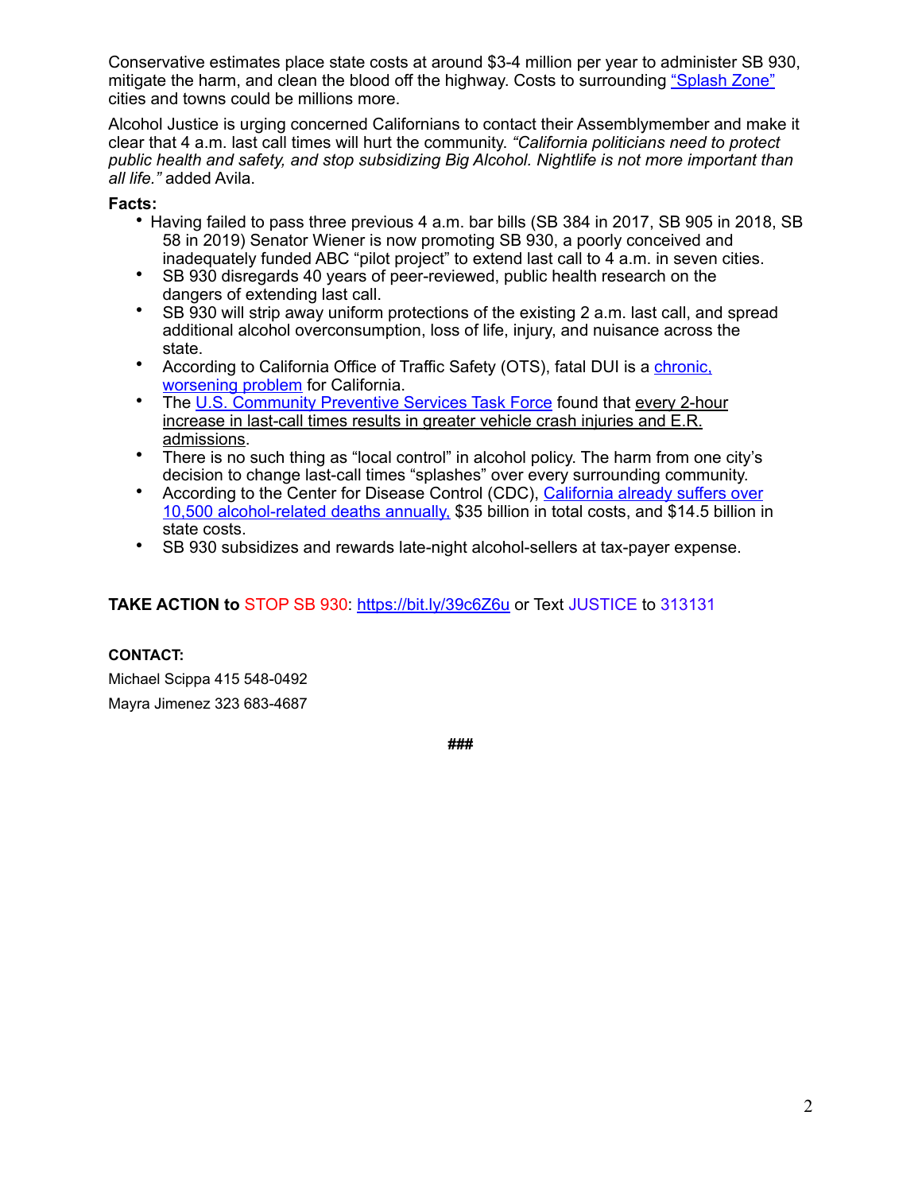Conservative estimates place state costs at around $3-4 million per year to administer SB 930, mitigate the harm, and clean the blood off the highway. Costs to surrounding "Splash Zone" cities and towns could be millions more.

Alcohol Justice is urging concerned Californians to contact their Assemblymember and make it clear that 4 a.m. last call times will hurt the community. *"California politicians need to protect public health and safety, and stop subsidizing Big Alcohol. Nightlife is not more important than all life."* added Avila.

**Facts:**

- Having failed to pass three previous 4 a.m. bar bills (SB 384 in 2017, SB 905 in 2018, SB 58 in 2019) Senator Wiener is now promoting SB 930, a poorly conceived and inadequately funded ABC "pilot project" to extend last call to 4 a.m. in seven cities.
- SB 930 disregards 40 years of peer-reviewed, public health research on the dangers of extending last call.
- SB 930 will strip away uniform protections of the existing 2 a.m. last call, and spread additional alcohol overconsumption, loss of life, injury, and nuisance across the state.
- According to California Office of Traffic Safety (OTS), fatal DUI is a chronic, worsening problem for California.
- The U.S. Community Preventive Services Task Force found that every 2-hour increase in last-call times results in greater vehicle crash injuries and E.R. admissions.
- There is no such thing as "local control" in alcohol policy. The harm from one city's decision to change last-call times "splashes" over every surrounding community.
- According to the Center for Disease Control (CDC), California already suffers over 10,500 alcohol-related deaths annually, $35 billion in total costs, and $14.5 billion in state costs.
- SB 930 subsidizes and rewards late-night alcohol-sellers at tax-payer expense.

**TAKE ACTION to** STOP SB 930: https://bit.ly/39c6Z6u or Text JUSTICE to 313131

**CONTACT:**

Michael Scippa 415 548-0492

Mayra Jimenez 323 683-4687

###